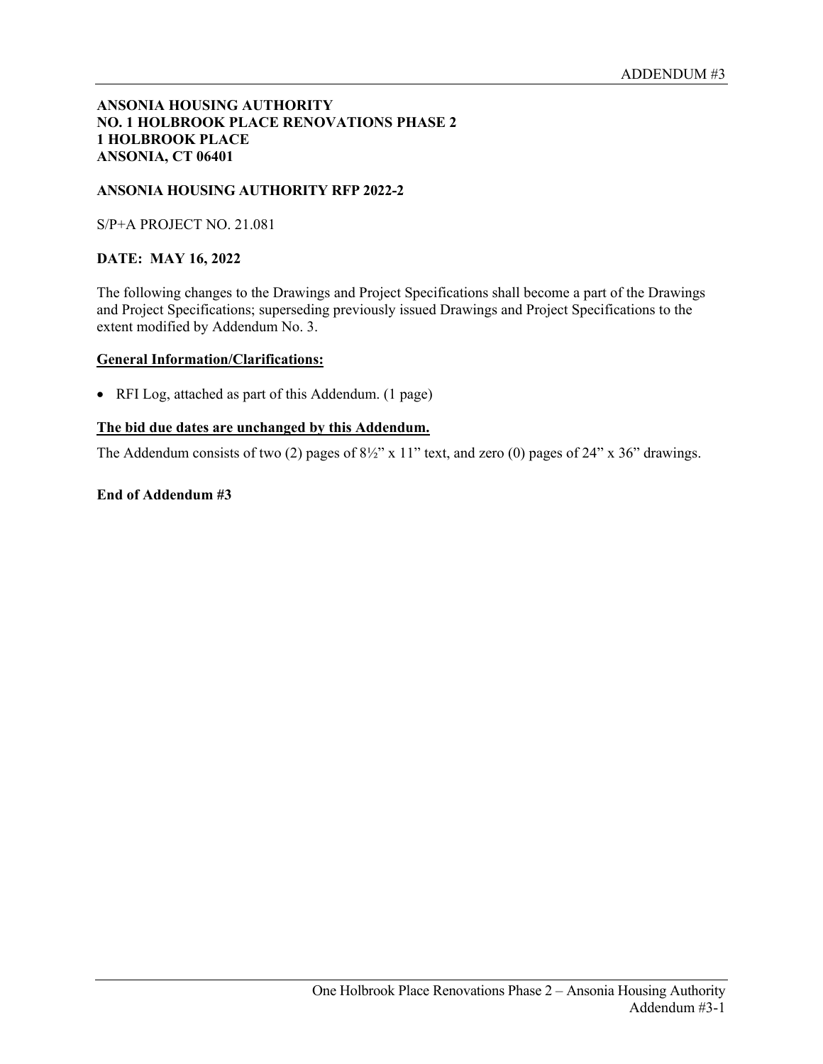**ANSONIA HOUSING AUTHORITY**
**NO. 1 HOLBROOK PLACE RENOVATIONS PHASE 2**
**1 HOLBROOK PLACE**
**ANSONIA, CT 06401**

**ANSONIA HOUSING AUTHORITY RFP 2022-2**

S/P+A PROJECT NO. 21.081

**DATE: MAY 16, 2022**

The following changes to the Drawings and Project Specifications shall become a part of the Drawings and Project Specifications; superseding previously issued Drawings and Project Specifications to the extent modified by Addendum No. 3.

**General Information/Clarifications:**

- RFI Log, attached as part of this Addendum. (1 page)

**The bid due dates are unchanged by this Addendum.**

The Addendum consists of two (2) pages of 8½" x 11" text, and zero (0) pages of 24" x 36" drawings.

**End of Addendum #3**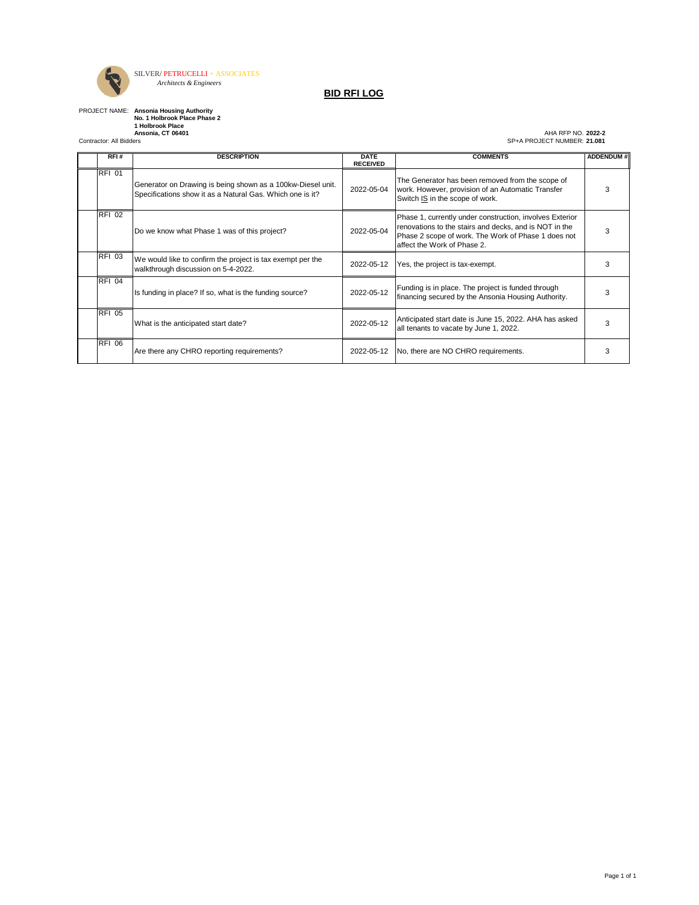SILVER/ PETRUCELLI + ASSOCIATES
*Architects & Engineers*

# BID RFI LOG

PROJECT NAME: **Ansonia Housing Authority**
**No. 1 Holbrook Place Phase 2**
**1 Holbrook Place**
**Ansonia, CT 06401**

Contractor: All Bidders

AHA RFP NO. **2022-2**
SP+A PROJECT NUMBER: **21.081**

| RFI # | DESCRIPTION | DATE RECEIVED | COMMENTS | ADDENDUM # |
|---|---|---|---|---|
| RFI 01 | Generator on Drawing is being shown as a 100kw-Diesel unit. Specifications show it as a Natural Gas. Which one is it? | 2022-05-04 | The Generator has been removed from the scope of work. However, provision of an Automatic Transfer Switch IS in the scope of work. | 3 |
| RFI 02 | Do we know what Phase 1 was of this project? | 2022-05-04 | Phase 1, currently under construction, involves Exterior renovations to the stairs and decks, and is NOT in the Phase 2 scope of work. The Work of Phase 1 does not affect the Work of Phase 2. | 3 |
| RFI 03 | We would like to confirm the project is tax exempt per the walkthrough discussion on 5-4-2022. | 2022-05-12 | Yes, the project is tax-exempt. | 3 |
| RFI 04 | Is funding in place? If so, what is the funding source? | 2022-05-12 | Funding is in place. The project is funded through financing secured by the Ansonia Housing Authority. | 3 |
| RFI 05 | What is the anticipated start date? | 2022-05-12 | Anticipated start date is June 15, 2022. AHA has asked all tenants to vacate by June 1, 2022. | 3 |
| RFI 06 | Are there any CHRO reporting requirements? | 2022-05-12 | No, there are NO CHRO requirements. | 3 |